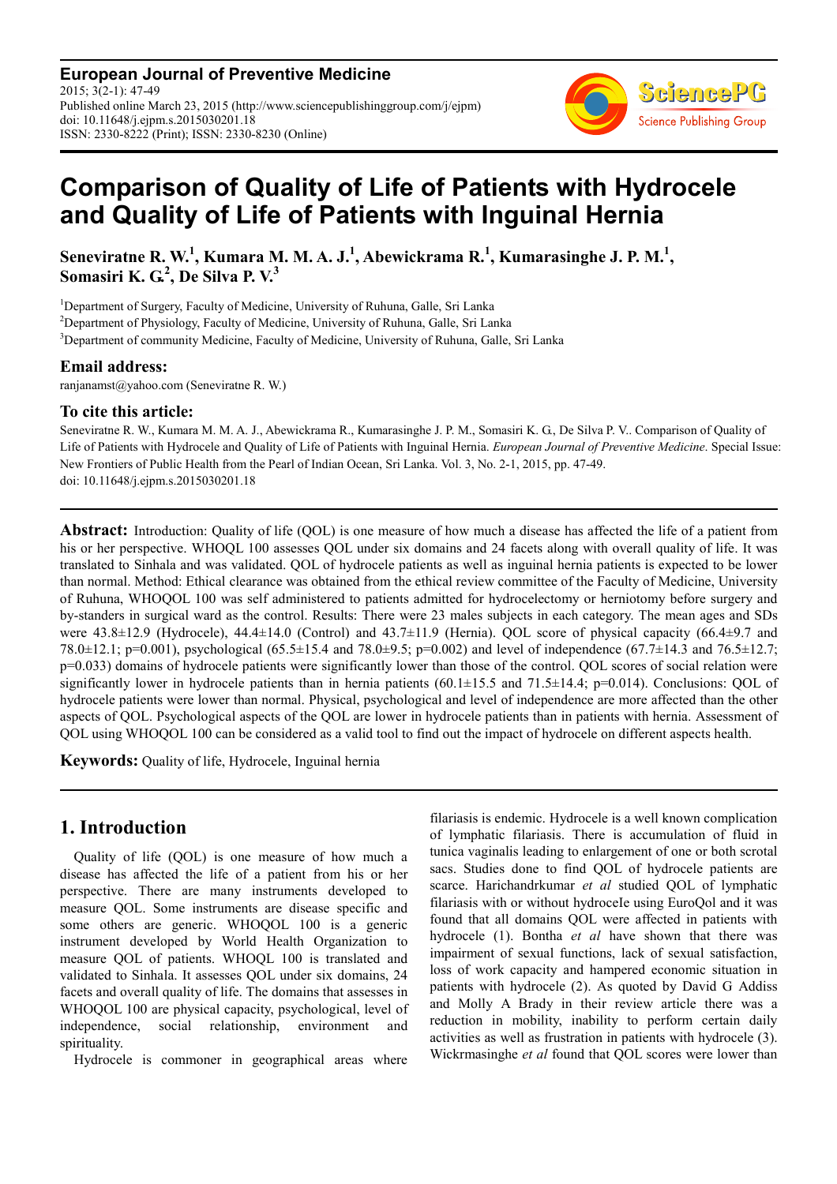**European Journal of Preventive Medicine**
2015; 3(2-1): 47-49
Published online March 23, 2015 (http://www.sciencepublishinggroup.com/j/ejpm)
doi: 10.11648/j.ejpm.s.2015030201.18
ISSN: 2330-8222 (Print); ISSN: 2330-8230 (Online)

# Comparison of Quality of Life of Patients with Hydrocele and Quality of Life of Patients with Inguinal Hernia

**Seneviratne R. W.[1], Kumara M. M. A. J.[1], Abewickrama R.[1], Kumarasinghe J. P. M.[1], Somasiri K. G.[2], De Silva P. V.[3]**

[1]Department of Surgery, Faculty of Medicine, University of Ruhuna, Galle, Sri Lanka
[2]Department of Physiology, Faculty of Medicine, University of Ruhuna, Galle, Sri Lanka
[3]Department of community Medicine, Faculty of Medicine, University of Ruhuna, Galle, Sri Lanka

### Email address:
ranjanamst@yahoo.com (Seneviratne R. W.)

### To cite this article:
Seneviratne R. W., Kumara M. M. A. J., Abewickrama R., Kumarasinghe J. P. M., Somasiri K. G., De Silva P. V.. Comparison of Quality of Life of Patients with Hydrocele and Quality of Life of Patients with Inguinal Hernia. *European Journal of Preventive Medicine*. Special Issue: New Frontiers of Public Health from the Pearl of Indian Ocean, Sri Lanka. Vol. 3, No. 2-1, 2015, pp. 47-49.
doi: 10.11648/j.ejpm.s.2015030201.18

---

**Abstract:** Introduction: Quality of life (QOL) is one measure of how much a disease has affected the life of a patient from his or her perspective. WHOQL 100 assesses QOL under six domains and 24 facets along with overall quality of life. It was translated to Sinhala and was validated. QOL of hydrocele patients as well as inguinal hernia patients is expected to be lower than normal. Method: Ethical clearance was obtained from the ethical review committee of the Faculty of Medicine, University of Ruhuna, WHOQOL 100 was self administered to patients admitted for hydrocelectomy or herniotomy before surgery and by-standers in surgical ward as the control. Results: There were 23 males subjects in each category. The mean ages and SDs were 43.8±12.9 (Hydrocele), 44.4±14.0 (Control) and 43.7±11.9 (Hernia). QOL score of physical capacity (66.4±9.7 and 78.0±12.1; p=0.001), psychological (65.5±15.4 and 78.0±9.5; p=0.002) and level of independence (67.7±14.3 and 76.5±12.7; p=0.033) domains of hydrocele patients were significantly lower than those of the control. QOL scores of social relation were significantly lower in hydrocele patients than in hernia patients (60.1±15.5 and 71.5±14.4; p=0.014). Conclusions: QOL of hydrocele patients were lower than normal. Physical, psychological and level of independence are more affected than the other aspects of QOL. Psychological aspects of the QOL are lower in hydrocele patients than in patients with hernia. Assessment of QOL using WHOQOL 100 can be considered as a valid tool to find out the impact of hydrocele on different aspects health.

**Keywords:** Quality of life, Hydrocele, Inguinal hernia

---

## 1. Introduction

Quality of life (QOL) is one measure of how much a disease has affected the life of a patient from his or her perspective. There are many instruments developed to measure QOL. Some instruments are disease specific and some others are generic. WHOQOL 100 is a generic instrument developed by World Health Organization to measure QOL of patients. WHOQL 100 is translated and validated to Sinhala. It assesses QOL under six domains, 24 facets and overall quality of life. The domains that assesses in WHOQOL 100 are physical capacity, psychological, level of independence, social relationship, environment and spirituality.

Hydrocele is commoner in geographical areas where filariasis is endemic. Hydrocele is a well known complication of lymphatic filariasis. There is accumulation of fluid in tunica vaginalis leading to enlargement of one or both scrotal sacs. Studies done to find QOL of hydrocele patients are scarce. Harichandrkumar *et al* studied QOL of lymphatic filariasis with or without hydroceIe using EuroQol and it was found that all domains QOL were affected in patients with hydrocele (1). Bontha *et al* have shown that there was impairment of sexual functions, lack of sexual satisfaction, loss of work capacity and hampered economic situation in patients with hydrocele (2). As quoted by David G Addiss and Molly A Brady in their review article there was a reduction in mobility, inability to perform certain daily activities as well as frustration in patients with hydrocele (3). Wickrmasinghe *et al* found that QOL scores were lower than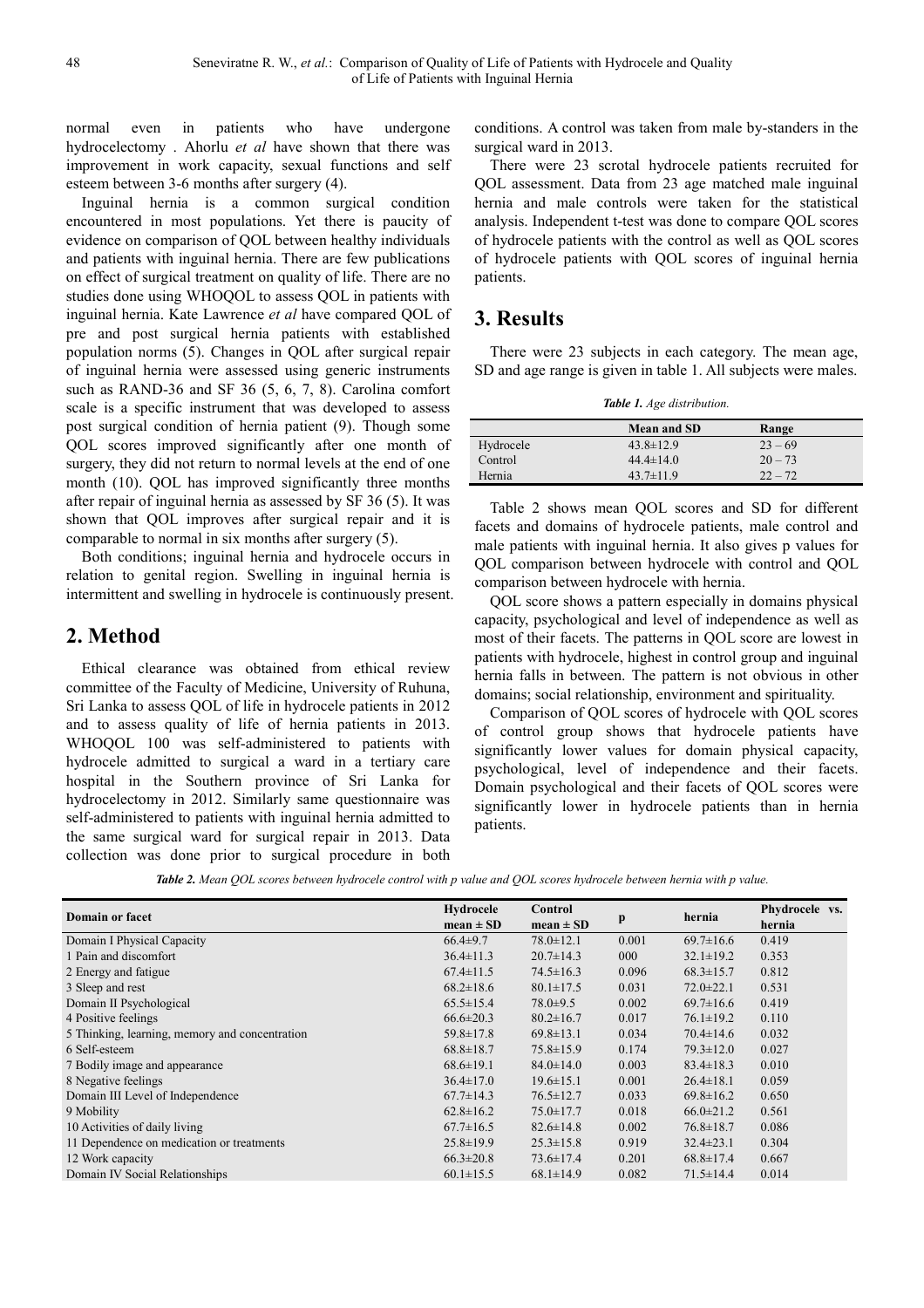normal even in patients who have undergone hydrocelectomy . Ahorlu *et al* have shown that there was improvement in work capacity, sexual functions and self esteem between 3-6 months after surgery (4).

Inguinal hernia is a common surgical condition encountered in most populations. Yet there is paucity of evidence on comparison of QOL between healthy individuals and patients with inguinal hernia. There are few publications on effect of surgical treatment on quality of life. There are no studies done using WHOQOL to assess QOL in patients with inguinal hernia. Kate Lawrence *et al* have compared QOL of pre and post surgical hernia patients with established population norms (5). Changes in QOL after surgical repair of inguinal hernia were assessed using generic instruments such as RAND-36 and SF 36 (5, 6, 7, 8). Carolina comfort scale is a specific instrument that was developed to assess post surgical condition of hernia patient (9). Though some QOL scores improved significantly after one month of surgery, they did not return to normal levels at the end of one month (10). QOL has improved significantly three months after repair of inguinal hernia as assessed by SF 36 (5). It was shown that QOL improves after surgical repair and it is comparable to normal in six months after surgery (5).

Both conditions; inguinal hernia and hydrocele occurs in relation to genital region. Swelling in inguinal hernia is intermittent and swelling in hydrocele is continuously present.

## 2. Method

Ethical clearance was obtained from ethical review committee of the Faculty of Medicine, University of Ruhuna, Sri Lanka to assess QOL of life in hydrocele patients in 2012 and to assess quality of life of hernia patients in 2013. WHOQOL 100 was self-administered to patients with hydrocele admitted to surgical a ward in a tertiary care hospital in the Southern province of Sri Lanka for hydrocelectomy in 2012. Similarly same questionnaire was self-administered to patients with inguinal hernia admitted to the same surgical ward for surgical repair in 2013. Data collection was done prior to surgical procedure in both conditions. A control was taken from male by-standers in the surgical ward in 2013.

There were 23 scrotal hydrocele patients recruited for QOL assessment. Data from 23 age matched male inguinal hernia and male controls were taken for the statistical analysis. Independent t-test was done to compare QOL scores of hydrocele patients with the control as well as QOL scores of hydrocele patients with QOL scores of inguinal hernia patients.

## 3. Results

There were 23 subjects in each category. The mean age, SD and age range is given in table 1. All subjects were males.

***Table 1.*** *Age distribution.*

| | Mean and SD | Range |
|---|---|---|
| Hydrocele | 43.8±12.9 | 23 – 69 |
| Control | 44.4±14.0 | 20 – 73 |
| Hernia | 43.7±11.9 | 22 – 72 |

Table 2 shows mean QOL scores and SD for different facets and domains of hydrocele patients, male control and male patients with inguinal hernia. It also gives p values for QOL comparison between hydrocele with control and QOL comparison between hydrocele with hernia.

QOL score shows a pattern especially in domains physical capacity, psychological and level of independence as well as most of their facets. The patterns in QOL score are lowest in patients with hydrocele, highest in control group and inguinal hernia falls in between. The pattern is not obvious in other domains; social relationship, environment and spirituality.

Comparison of QOL scores of hydrocele with QOL scores of control group shows that hydrocele patients have significantly lower values for domain physical capacity, psychological, level of independence and their facets. Domain psychological and their facets of QOL scores were significantly lower in hydrocele patients than in hernia patients.

***Table 2.*** *Mean QOL scores between hydrocele control with p value and QOL scores hydrocele between hernia with p value.*

| Domain or facet | Hydrocele mean ± SD | Control mean ± SD | p | hernia | Phydrocele vs. hernia |
|---|---|---|---|---|---|
| Domain I Physical Capacity | 66.4±9.7 | 78.0±12.1 | 0.001 | 69.7±16.6 | 0.419 |
| 1 Pain and discomfort | 36.4±11.3 | 20.7±14.3 | 000 | 32.1±19.2 | 0.353 |
| 2 Energy and fatigue | 67.4±11.5 | 74.5±16.3 | 0.096 | 68.3±15.7 | 0.812 |
| 3 Sleep and rest | 68.2±18.6 | 80.1±17.5 | 0.031 | 72.0±22.1 | 0.531 |
| Domain II Psychological | 65.5±15.4 | 78.0±9.5 | 0.002 | 69.7±16.6 | 0.419 |
| 4 Positive feelings | 66.6±20.3 | 80.2±16.7 | 0.017 | 76.1±19.2 | 0.110 |
| 5 Thinking, learning, memory and concentration | 59.8±17.8 | 69.8±13.1 | 0.034 | 70.4±14.6 | 0.032 |
| 6 Self-esteem | 68.8±18.7 | 75.8±15.9 | 0.174 | 79.3±12.0 | 0.027 |
| 7 Bodily image and appearance | 68.6±19.1 | 84.0±14.0 | 0.003 | 83.4±18.3 | 0.010 |
| 8 Negative feelings | 36.4±17.0 | 19.6±15.1 | 0.001 | 26.4±18.1 | 0.059 |
| Domain III Level of Independence | 67.7±14.3 | 76.5±12.7 | 0.033 | 69.8±16.2 | 0.650 |
| 9 Mobility | 62.8±16.2 | 75.0±17.7 | 0.018 | 66.0±21.2 | 0.561 |
| 10 Activities of daily living | 67.7±16.5 | 82.6±14.8 | 0.002 | 76.8±18.7 | 0.086 |
| 11 Dependence on medication or treatments | 25.8±19.9 | 25.3±15.8 | 0.919 | 32.4±23.1 | 0.304 |
| 12 Work capacity | 66.3±20.8 | 73.6±17.4 | 0.201 | 68.8±17.4 | 0.667 |
| Domain IV Social Relationships | 60.1±15.5 | 68.1±14.9 | 0.082 | 71.5±14.4 | 0.014 |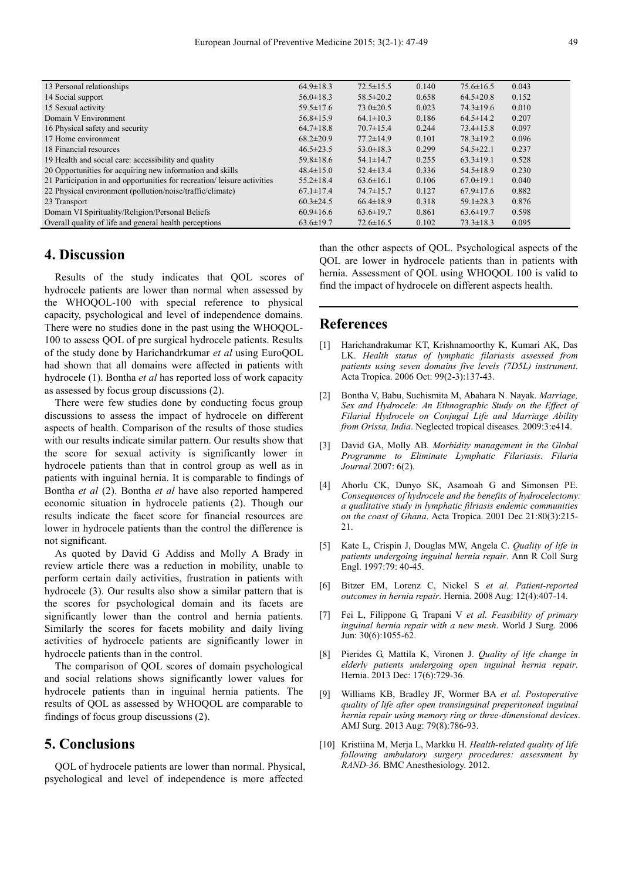| | | | | | |
|---|---|---|---|---|---|
| 13 Personal relationships | 64.9±18.3 | 72.5±15.5 | 0.140 | 75.6±16.5 | 0.043 |
| 14 Social support | 56.0±18.3 | 58.5±20.2 | 0.658 | 64.5±20.8 | 0.152 |
| 15 Sexual activity | 59.5±17.6 | 73.0±20.5 | 0.023 | 74.3±19.6 | 0.010 |
| Domain V Environment | 56.8±15.9 | 64.1±10.3 | 0.186 | 64.5±14.2 | 0.207 |
| 16 Physical safety and security | 64.7±18.8 | 70.7±15.4 | 0.244 | 73.4±15.8 | 0.097 |
| 17 Home environment | 68.2±20.9 | 77.2±14.9 | 0.101 | 78.3±19.2 | 0.096 |
| 18 Financial resources | 46.5±23.5 | 53.0±18.3 | 0.299 | 54.5±22.1 | 0.237 |
| 19 Health and social care: accessibility and quality | 59.8±18.6 | 54.1±14.7 | 0.255 | 63.3±19.1 | 0.528 |
| 20 Opportunities for acquiring new information and skills | 48.4±15.0 | 52.4±13.4 | 0.336 | 54.5±18.9 | 0.230 |
| 21 Participation in and opportunities for recreation/ leisure activities | 55.2±18.4 | 63.6±16.1 | 0.106 | 67.0±19.1 | 0.040 |
| 22 Physical environment (pollution/noise/traffic/climate) | 67.1±17.4 | 74.7±15.7 | 0.127 | 67.9±17.6 | 0.882 |
| 23 Transport | 60.3±24.5 | 66.4±18.9 | 0.318 | 59.1±28.3 | 0.876 |
| Domain VI Spirituality/Religion/Personal Beliefs | 60.9±16.6 | 63.6±19.7 | 0.861 | 63.6±19.7 | 0.598 |
| Overall quality of life and general health perceptions | 63.6±19.7 | 72.6±16.5 | 0.102 | 73.3±18.3 | 0.095 |

## 4. Discussion

Results of the study indicates that QOL scores of hydrocele patients are lower than normal when assessed by the WHOQOL-100 with special reference to physical capacity, psychological and level of independence domains. There were no studies done in the past using the WHOQOL-100 to assess QOL of pre surgical hydrocele patients. Results of the study done by Harichandrkumar *et al* using EuroQOL had shown that all domains were affected in patients with hydrocele (1). Bontha *et al* has reported loss of work capacity as assessed by focus group discussions (2).

There were few studies done by conducting focus group discussions to assess the impact of hydrocele on different aspects of health. Comparison of the results of those studies with our results indicate similar pattern. Our results show that the score for sexual activity is significantly lower in hydrocele patients than that in control group as well as in patients with inguinal hernia. It is comparable to findings of Bontha *et al* (2). Bontha *et al* have also reported hampered economic situation in hydrocele patients (2). Though our results indicate the facet score for financial resources are lower in hydrocele patients than the control the difference is not significant.

As quoted by David G Addiss and Molly A Brady in review article there was a reduction in mobility, unable to perform certain daily activities, frustration in patients with hydrocele (3). Our results also show a similar pattern that is the scores for psychological domain and its facets are significantly lower than the control and hernia patients. Similarly the scores for facets mobility and daily living activities of hydrocele patients are significantly lower in hydrocele patients than in the control.

The comparison of QOL scores of domain psychological and social relations shows significantly lower values for hydrocele patients than in inguinal hernia patients. The results of QOL as assessed by WHOQOL are comparable to findings of focus group discussions (2).

## 5. Conclusions

QOL of hydrocele patients are lower than normal. Physical, psychological and level of independence is more affected than the other aspects of QOL. Psychological aspects of the QOL are lower in hydrocele patients than in patients with hernia. Assessment of QOL using WHOQOL 100 is valid to find the impact of hydrocele on different aspects health.

## References

[1] Harichandrakumar KT, Krishnamoorthy K, Kumari AK, Das LK. *Health status of lymphatic filariasis assessed from patients using seven domains five levels (7D5L) instrument*. Acta Tropica. 2006 Oct: 99(2-3):137-43.

[2] Bontha V, Babu, Suchismita M, Abahara N. Nayak. *Marriage, Sex and Hydrocele: An Ethnographic Study on the Effect of Filarial Hydrocele on Conjugal Life and Marriage Ability from Orissa, India*. Neglected tropical diseases. 2009:3:e414.

[3] David GA, Molly AB. *Morbidity management in the Global Programme to Eliminate Lymphatic Filariasis*. *Filaria Journal.*2007: 6(2).

[4] Ahorlu CK, Dunyo SK, Asamoah G and Simonsen PE. *Consequences of hydrocele and the benefits of hydrocelectomy: a qualitative study in lymphatic filriasis endemic communities on the coast of Ghana*. Acta Tropica. 2001 Dec 21:80(3):215-21.

[5] Kate L, Crispin J, Douglas MW, Angela C. *Quality of life in patients undergoing inguinal hernia repair*. Ann R Coll Surg Engl. 1997:79: 40-45.

[6] Bitzer EM, Lorenz C, Nickel S *et al*. *Patient-reported outcomes in hernia repair*. Hernia. 2008 Aug: 12(4):407-14.

[7] Fei L, Filippone G, Trapani V *et al. Feasibility of primary inguinal hernia repair with a new mesh*. World J Surg. 2006 Jun: 30(6):1055-62.

[8] Pierides G, Mattila K, Vironen J. *Quality of life change in elderly patients undergoing open inguinal hernia repair*. Hernia. 2013 Dec: 17(6):729-36.

[9] Williams KB, Bradley JF, Wormer BA *et al. Postoperative quality of life after open transinguinal preperitoneal inguinal hernia repair using memory ring or three-dimensional devices*. AMJ Surg. 2013 Aug: 79(8):786-93.

[10] Kristiina M, Merja L, Markku H. *Health-related quality of life following ambulatory surgery procedures: assessment by RAND-36*. BMC Anesthesiology. 2012.